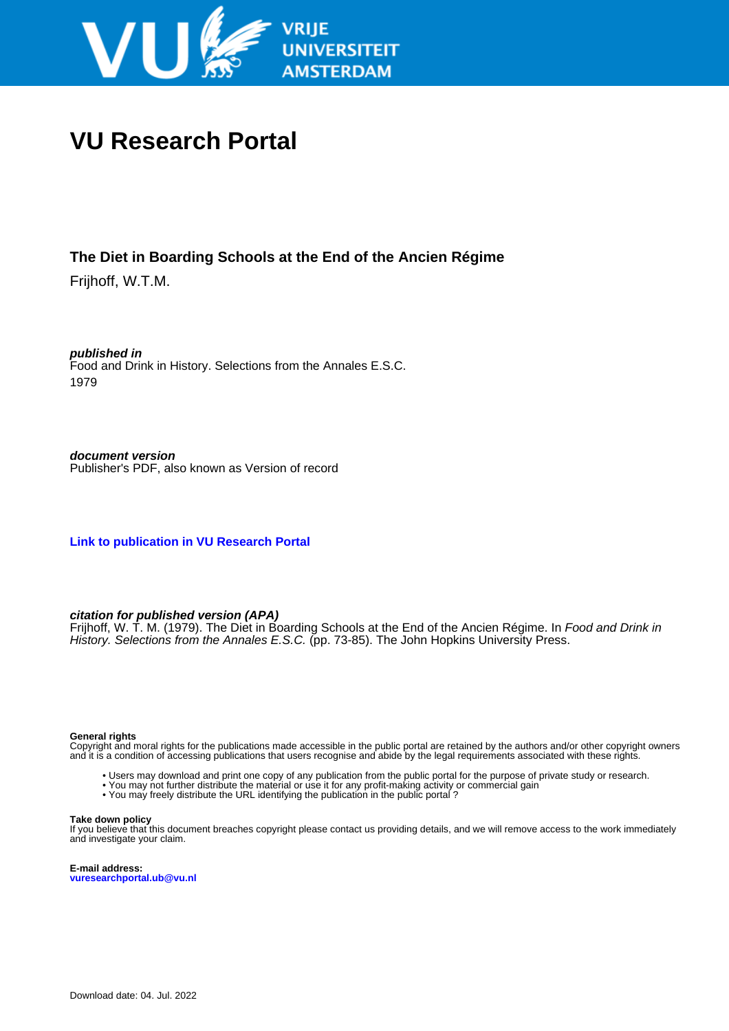# VU Research Portal

## The Diet in Boarding Schools at the End of the Ancien Régime

Frijhoff, W.T.M.

***published in***
Food and Drink in History. Selections from the Annales E.S.C.
1979

***document version***
Publisher's PDF, also known as Version of record

**Link to publication in VU Research Portal**

***citation for published version (APA)***
Frijhoff, W. T. M. (1979). The Diet in Boarding Schools at the End of the Ancien Régime. In *Food and Drink in History. Selections from the Annales E.S.C.* (pp. 73-85). The John Hopkins University Press.

**General rights**
Copyright and moral rights for the publications made accessible in the public portal are retained by the authors and/or other copyright owners and it is a condition of accessing publications that users recognise and abide by the legal requirements associated with these rights.

- Users may download and print one copy of any publication from the public portal for the purpose of private study or research.
- You may not further distribute the material or use it for any profit-making activity or commercial gain
- You may freely distribute the URL identifying the publication in the public portal ?

**Take down policy**
If you believe that this document breaches copyright please contact us providing details, and we will remove access to the work immediately and investigate your claim.

**E-mail address:**
**vuresearchportal.ub@vu.nl**

Download date: 04. Jul. 2022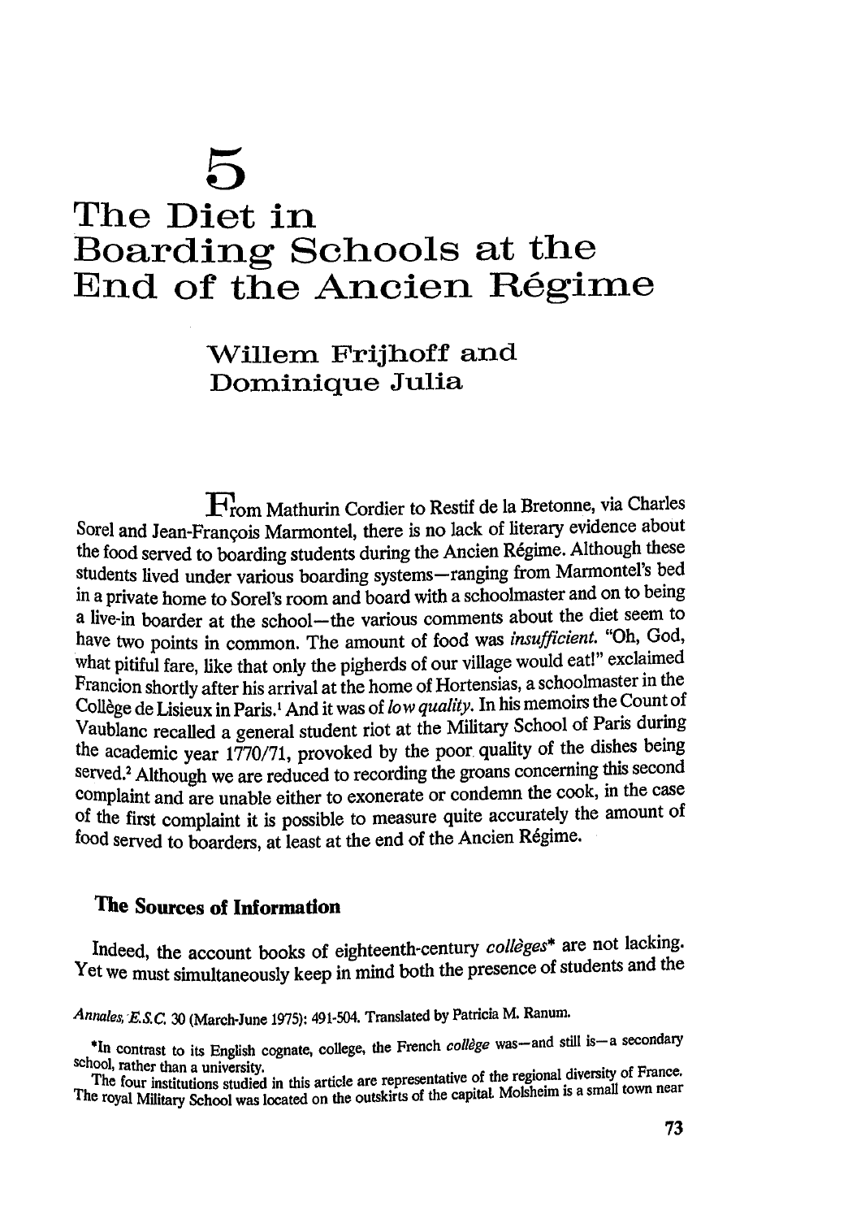# 5

# The Diet in Boarding Schools at the End of the Ancien Régime

## Willem Frijhoff and Dominique Julia

From Mathurin Cordier to Restif de la Bretonne, via Charles Sorel and Jean-François Marmontel, there is no lack of literary evidence about the food served to boarding students during the Ancien Régime. Although these students lived under various boarding systems—ranging from Marmontel's bed in a private home to Sorel's room and board with a schoolmaster and on to being a live-in boarder at the school—the various comments about the diet seem to have two points in common. The amount of food was *insufficient.* "Oh, God, what pitiful fare, like that only the pigherds of our village would eat!" exclaimed Francion shortly after his arrival at the home of Hortensias, a schoolmaster in the Collège de Lisieux in Paris.[1] And it was of *low quality.* In his memoirs the Count of Vaublanc recalled a general student riot at the Military School of Paris during the academic year 1770/71, provoked by the poor quality of the dishes being served.[2] Although we are reduced to recording the groans concerning this second complaint and are unable either to exonerate or condemn the cook, in the case of the first complaint it is possible to measure quite accurately the amount of food served to boarders, at least at the end of the Ancien Régime.

### The Sources of Information

Indeed, the account books of eighteenth-century *collèges** are not lacking. Yet we must simultaneously keep in mind both the presence of students and the

*Annales, E.S.C.* 30 (March-June 1975): 491-504. Translated by Patricia M. Ranum.

*In contrast to its English cognate, college, the French *collège* was—and still is—a secondary school, rather than a university.

The four institutions studied in this article are representative of the regional diversity of France. The royal Military School was located on the outskirts of the capital. Molsheim is a small town near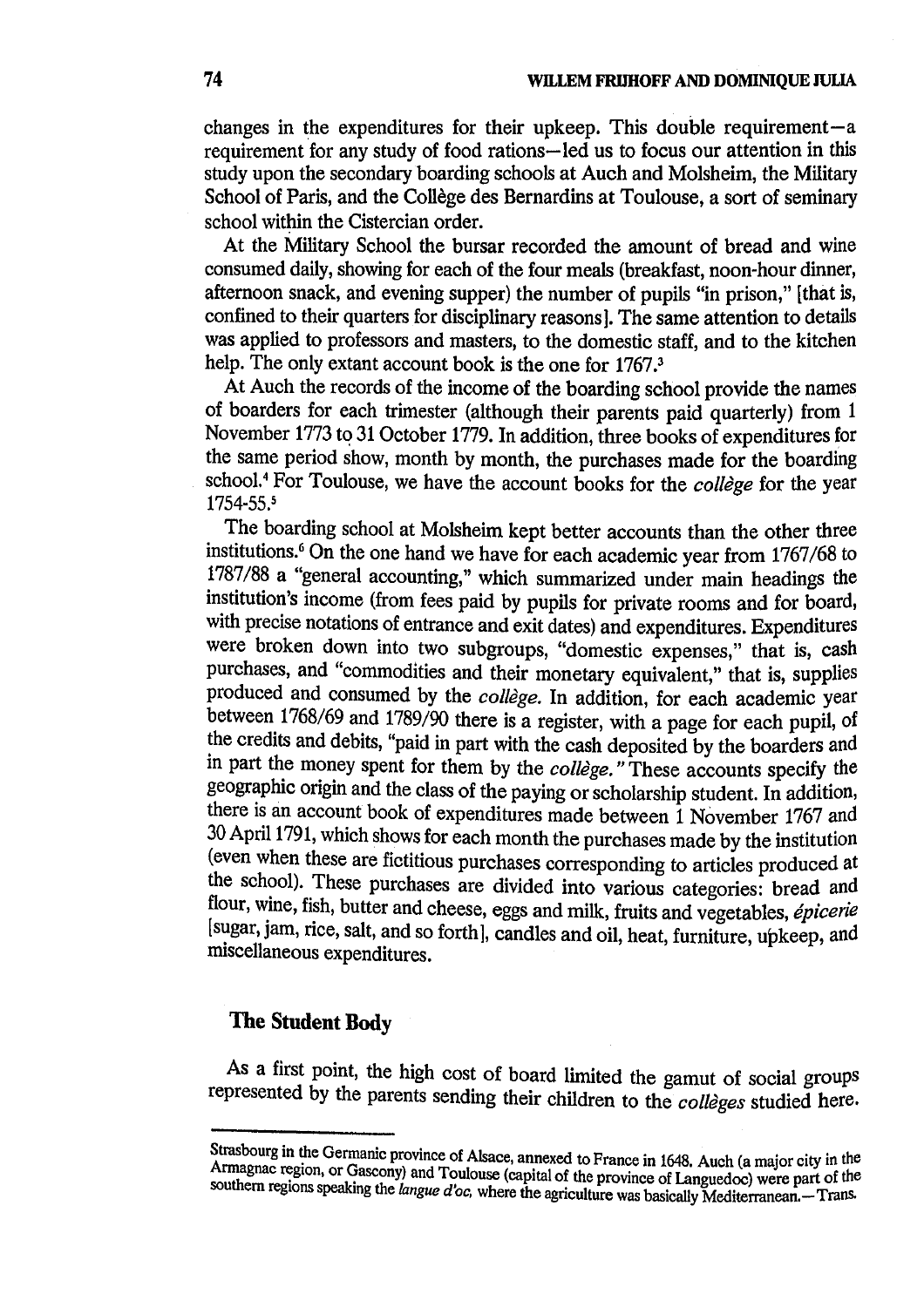changes in the expenditures for their upkeep. This double requirement—a requirement for any study of food rations—led us to focus our attention in this study upon the secondary boarding schools at Auch and Molsheim, the Military School of Paris, and the Collège des Bernardins at Toulouse, a sort of seminary school within the Cistercian order.

At the Military School the bursar recorded the amount of bread and wine consumed daily, showing for each of the four meals (breakfast, noon-hour dinner, afternoon snack, and evening supper) the number of pupils "in prison," [that is, confined to their quarters for disciplinary reasons]. The same attention to details was applied to professors and masters, to the domestic staff, and to the kitchen help. The only extant account book is the one for 1767.[3]

At Auch the records of the income of the boarding school provide the names of boarders for each trimester (although their parents paid quarterly) from 1 November 1773 to 31 October 1779. In addition, three books of expenditures for the same period show, month by month, the purchases made for the boarding school.[4] For Toulouse, we have the account books for the *collège* for the year 1754-55.[5]

The boarding school at Molsheim kept better accounts than the other three institutions.[6] On the one hand we have for each academic year from 1767/68 to 1787/88 a "general accounting," which summarized under main headings the institution's income (from fees paid by pupils for private rooms and for board, with precise notations of entrance and exit dates) and expenditures. Expenditures were broken down into two subgroups, "domestic expenses," that is, cash purchases, and "commodities and their monetary equivalent," that is, supplies produced and consumed by the *collège*. In addition, for each academic year between 1768/69 and 1789/90 there is a register, with a page for each pupil, of the credits and debits, "paid in part with the cash deposited by the boarders and in part the money spent for them by the *collège*." These accounts specify the geographic origin and the class of the paying or scholarship student. In addition, there is an account book of expenditures made between 1 November 1767 and 30 April 1791, which shows for each month the purchases made by the institution (even when these are fictitious purchases corresponding to articles produced at the school). These purchases are divided into various categories: bread and flour, wine, fish, butter and cheese, eggs and milk, fruits and vegetables, *épicerie* [sugar, jam, rice, salt, and so forth], candles and oil, heat, furniture, upkeep, and miscellaneous expenditures.

## The Student Body

As a first point, the high cost of board limited the gamut of social groups represented by the parents sending their children to the *collèges* studied here.

---

Strasbourg in the Germanic province of Alsace, annexed to France in 1648. Auch (a major city in the Armagnac region, or Gascony) and Toulouse (capital of the province of Languedoc) were part of the southern regions speaking the *langue d'oc*, where the agriculture was basically Mediterranean.—Trans.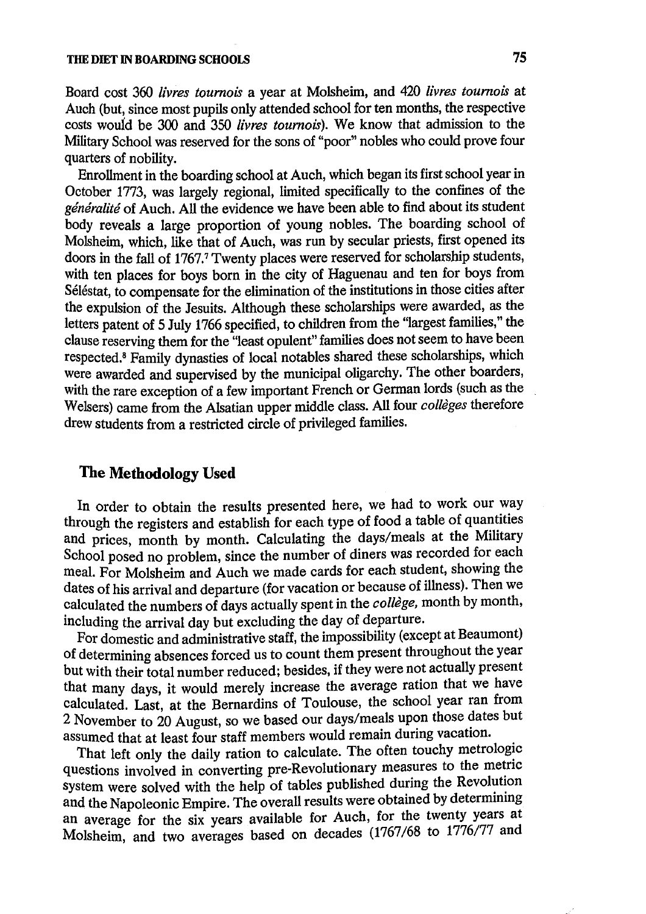Board cost 360 *livres tournois* a year at Molsheim, and 420 *livres tournois* at Auch (but, since most pupils only attended school for ten months, the respective costs would be 300 and 350 *livres tournois*). We know that admission to the Military School was reserved for the sons of "poor" nobles who could prove four quarters of nobility.

Enrollment in the boarding school at Auch, which began its first school year in October 1773, was largely regional, limited specifically to the confines of the *généralité* of Auch. All the evidence we have been able to find about its student body reveals a large proportion of young nobles. The boarding school of Molsheim, which, like that of Auch, was run by secular priests, first opened its doors in the fall of 1767.[7] Twenty places were reserved for scholarship students, with ten places for boys born in the city of Haguenau and ten for boys from Séléstat, to compensate for the elimination of the institutions in those cities after the expulsion of the Jesuits. Although these scholarships were awarded, as the letters patent of 5 July 1766 specified, to children from the "largest families," the clause reserving them for the "least opulent" families does not seem to have been respected.[8] Family dynasties of local notables shared these scholarships, which were awarded and supervised by the municipal oligarchy. The other boarders, with the rare exception of a few important French or German lords (such as the Welsers) came from the Alsatian upper middle class. All four *collèges* therefore drew students from a restricted circle of privileged families.

## The Methodology Used

In order to obtain the results presented here, we had to work our way through the registers and establish for each type of food a table of quantities and prices, month by month. Calculating the days/meals at the Military School posed no problem, since the number of diners was recorded for each meal. For Molsheim and Auch we made cards for each student, showing the dates of his arrival and departure (for vacation or because of illness). Then we calculated the numbers of days actually spent in the *collège*, month by month, including the arrival day but excluding the day of departure.

For domestic and administrative staff, the impossibility (except at Beaumont) of determining absences forced us to count them present throughout the year but with their total number reduced; besides, if they were not actually present that many days, it would merely increase the average ration that we have calculated. Last, at the Bernardins of Toulouse, the school year ran from 2 November to 20 August, so we based our days/meals upon those dates but assumed that at least four staff members would remain during vacation.

That left only the daily ration to calculate. The often touchy metrologic questions involved in converting pre-Revolutionary measures to the metric system were solved with the help of tables published during the Revolution and the Napoleonic Empire. The overall results were obtained by determining an average for the six years available for Auch, for the twenty years at Molsheim, and two averages based on decades (1767/68 to 1776/77 and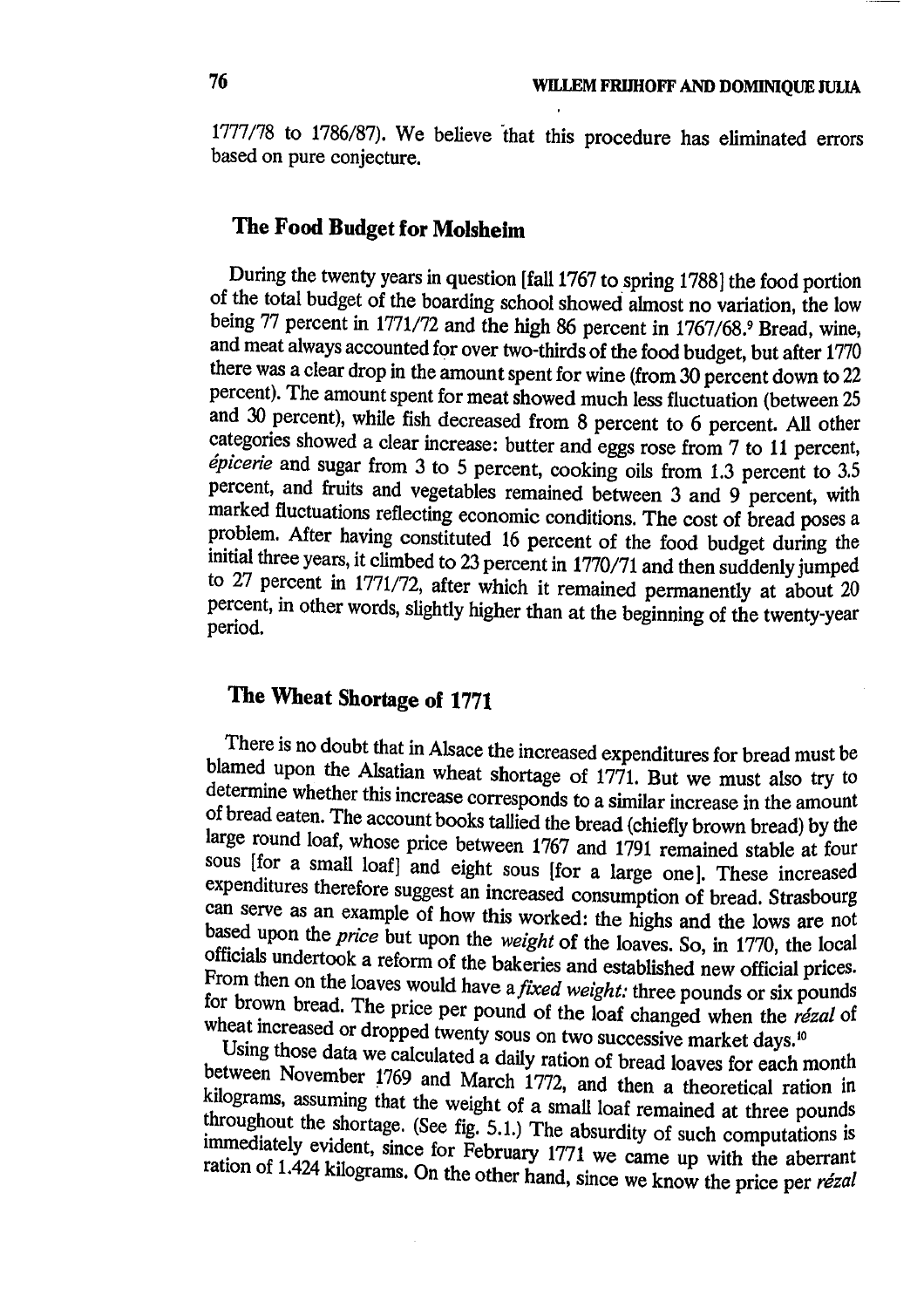1777/78 to 1786/87). We believe that this procedure has eliminated errors based on pure conjecture.

## The Food Budget for Molsheim

During the twenty years in question [fall 1767 to spring 1788] the food portion of the total budget of the boarding school showed almost no variation, the low being 77 percent in 1771/72 and the high 86 percent in 1767/68.[9] Bread, wine, and meat always accounted for over two-thirds of the food budget, but after 1770 there was a clear drop in the amount spent for wine (from 30 percent down to 22 percent). The amount spent for meat showed much less fluctuation (between 25 and 30 percent), while fish decreased from 8 percent to 6 percent. All other categories showed a clear increase: butter and eggs rose from 7 to 11 percent, *épicerie* and sugar from 3 to 5 percent, cooking oils from 1.3 percent to 3.5 percent, and fruits and vegetables remained between 3 and 9 percent, with marked fluctuations reflecting economic conditions. The cost of bread poses a problem. After having constituted 16 percent of the food budget during the initial three years, it climbed to 23 percent in 1770/71 and then suddenly jumped to 27 percent in 1771/72, after which it remained permanently at about 20 percent, in other words, slightly higher than at the beginning of the twenty-year period.

## The Wheat Shortage of 1771

There is no doubt that in Alsace the increased expenditures for bread must be blamed upon the Alsatian wheat shortage of 1771. But we must also try to determine whether this increase corresponds to a similar increase in the amount of bread eaten. The account books tallied the bread (chiefly brown bread) by the large round loaf, whose price between 1767 and 1791 remained stable at four sous [for a small loaf] and eight sous [for a large one]. These increased expenditures therefore suggest an increased consumption of bread. Strasbourg can serve as an example of how this worked: the highs and the lows are not based upon the *price* but upon the *weight* of the loaves. So, in 1770, the local officials undertook a reform of the bakeries and established new official prices. From then on the loaves would have a *fixed weight:* three pounds or six pounds for brown bread. The price per pound of the loaf changed when the *rézal* of wheat increased or dropped twenty sous on two successive market days.[10]

Using those data we calculated a daily ration of bread loaves for each month between November 1769 and March 1772, and then a theoretical ration in kilograms, assuming that the weight of a small loaf remained at three pounds throughout the shortage. (See fig. 5.1.) The absurdity of such computations is immediately evident, since for February 1771 we came up with the aberrant ration of 1.424 kilograms. On the other hand, since we know the price per *rézal*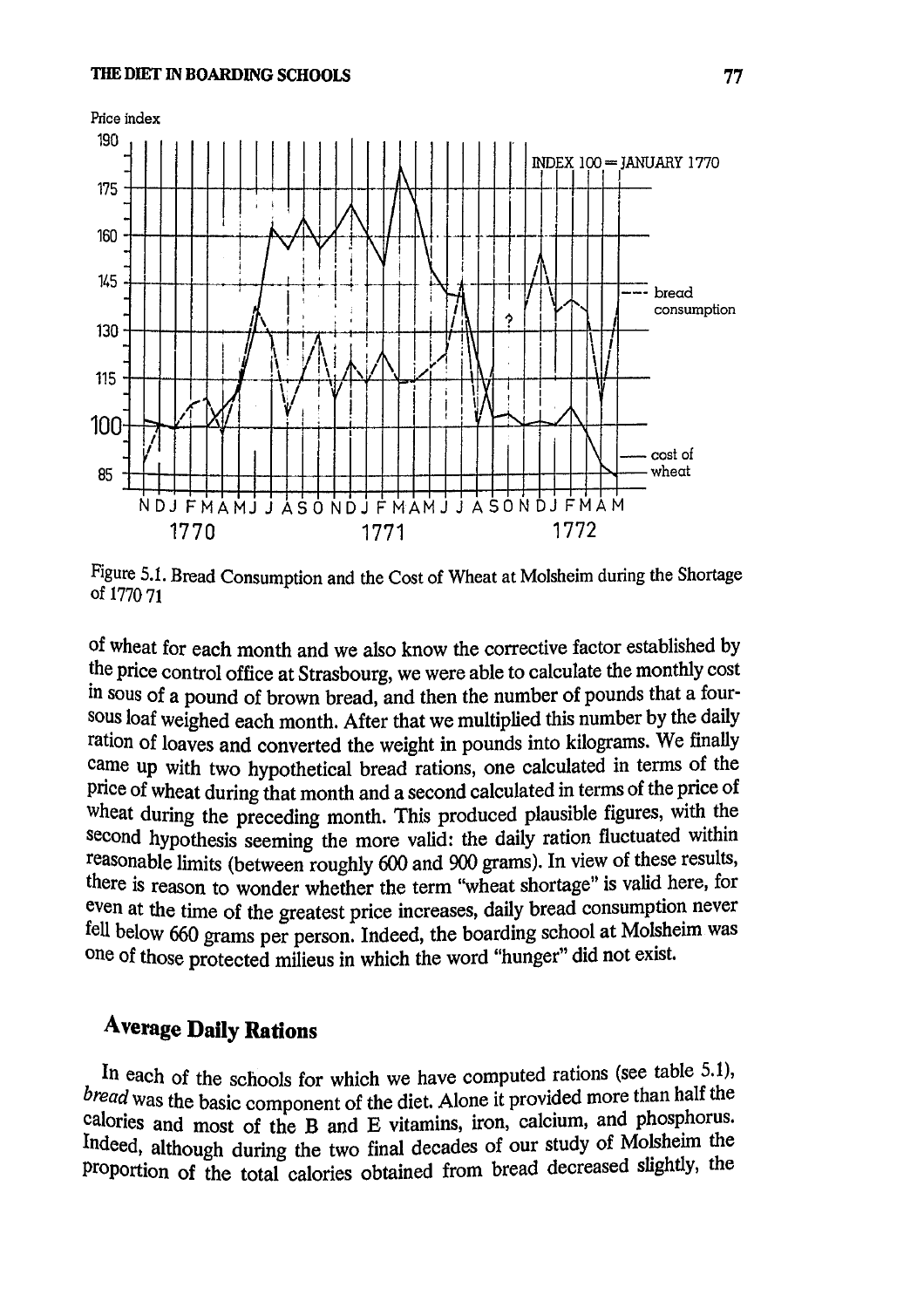Figure 5.1. Bread Consumption and the Cost of Wheat at Molsheim during the Shortage of 1770 71

of wheat for each month and we also know the corrective factor established by the price control office at Strasbourg, we were able to calculate the monthly cost in sous of a pound of brown bread, and then the number of pounds that a four-sous loaf weighed each month. After that we multiplied this number by the daily ration of loaves and converted the weight in pounds into kilograms. We finally came up with two hypothetical bread rations, one calculated in terms of the price of wheat during that month and a second calculated in terms of the price of wheat during the preceding month. This produced plausible figures, with the second hypothesis seeming the more valid: the daily ration fluctuated within reasonable limits (between roughly 600 and 900 grams). In view of these results, there is reason to wonder whether the term "wheat shortage" is valid here, for even at the time of the greatest price increases, daily bread consumption never fell below 660 grams per person. Indeed, the boarding school at Molsheim was one of those protected milieus in which the word "hunger" did not exist.

## Average Daily Rations

In each of the schools for which we have computed rations (see table 5.1), *bread* was the basic component of the diet. Alone it provided more than half the calories and most of the B and E vitamins, iron, calcium, and phosphorus. Indeed, although during the two final decades of our study of Molsheim the proportion of the total calories obtained from bread decreased slightly, the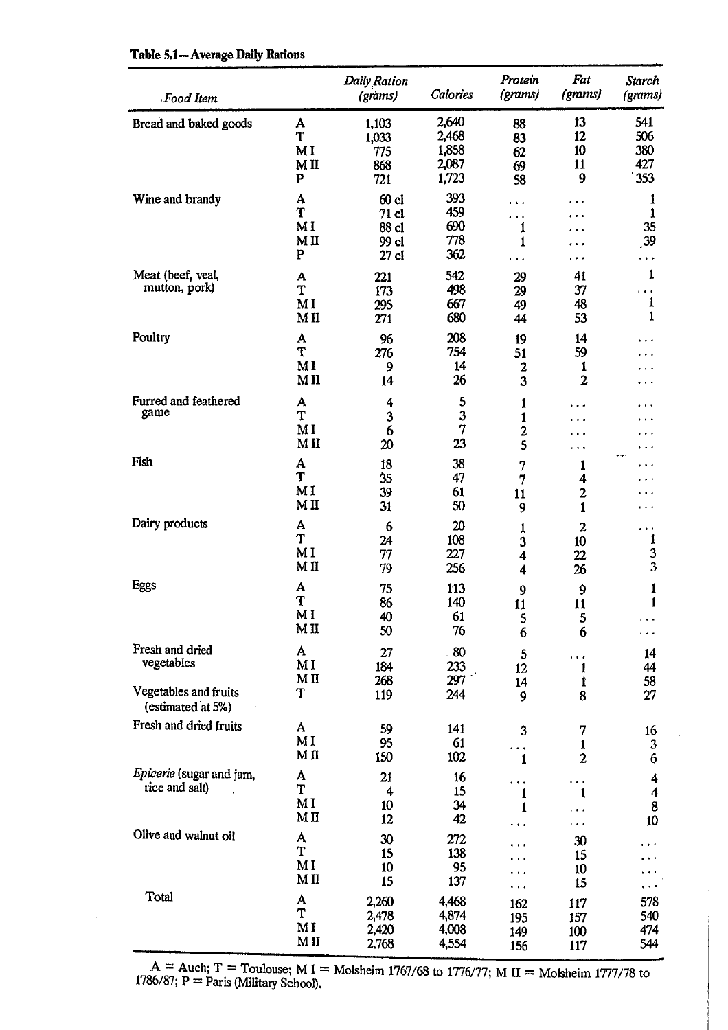**Table 5.1—Average Daily Rations**

| Food Item | | Daily Ration (grams) | Calories | Protein (grams) | Fat (grams) | Starch (grams) |
|---|---|---|---|---|---|---|
| Bread and baked goods | A | 1,103 | 2,640 | 88 | 13 | 541 |
| | T | 1,033 | 2,468 | 83 | 12 | 506 |
| | M I | 775 | 1,858 | 62 | 10 | 380 |
| | M II | 868 | 2,087 | 69 | 11 | 427 |
| | P | 721 | 1,723 | 58 | 9 | 353 |
| Wine and brandy | A | 60 cl | 393 | ... | ... | 1 |
| | T | 71 cl | 459 | ... | ... | 1 |
| | M I | 88 cl | 690 | 1 | ... | 35 |
| | M II | 99 cl | 778 | 1 | ... | 39 |
| | P | 27 cl | 362 | ... | ... | ... |
| Meat (beef, veal, mutton, pork) | A | 221 | 542 | 29 | 41 | 1 |
| | T | 173 | 498 | 29 | 37 | ... |
| | M I | 295 | 667 | 49 | 48 | 1 |
| | M II | 271 | 680 | 44 | 53 | 1 |
| Poultry | A | 96 | 208 | 19 | 14 | ... |
| | T | 276 | 754 | 51 | 59 | ... |
| | M I | 9 | 14 | 2 | 1 | ... |
| | M II | 14 | 26 | 3 | 2 | ... |
| Furred and feathered game | A | 4 | 5 | 1 | ... | ... |
| | T | 3 | 3 | 1 | ... | ... |
| | M I | 6 | 7 | 2 | ... | ... |
| | M II | 20 | 23 | 5 | ... | ... |
| Fish | A | 18 | 38 | 7 | 1 | ... |
| | T | 35 | 47 | 7 | 4 | ... |
| | M I | 39 | 61 | 11 | 2 | ... |
| | M II | 31 | 50 | 9 | 1 | ... |
| Dairy products | A | 6 | 20 | 1 | 2 | ... |
| | T | 24 | 108 | 3 | 10 | 1 |
| | M I | 77 | 227 | 4 | 22 | 3 |
| | M II | 79 | 256 | 4 | 26 | 3 |
| Eggs | A | 75 | 113 | 9 | 9 | 1 |
| | T | 86 | 140 | 11 | 11 | 1 |
| | M I | 40 | 61 | 5 | 5 | ... |
| | M II | 50 | 76 | 6 | 6 | ... |
| Fresh and dried vegetables | A | 27 | 80 | 5 | ... | 14 |
| | M I | 184 | 233 | 12 | 1 | 44 |
| | M II | 268 | 297 | 14 | 1 | 58 |
| Vegetables and fruits (estimated at 5%) | T | 119 | 244 | 9 | 8 | 27 |
| Fresh and dried fruits | A | 59 | 141 | 3 | 7 | 16 |
| | M I | 95 | 61 | ... | 1 | 3 |
| | M II | 150 | 102 | 1 | 2 | 6 |
| *Epicerie* (sugar and jam, rice and salt) | A | 21 | 16 | ... | ... | 4 |
| | T | 4 | 15 | 1 | 1 | 4 |
| | M I | 10 | 34 | 1 | ... | 8 |
| | M II | 12 | 42 | ... | ... | 10 |
| Olive and walnut oil | A | 30 | 272 | ... | 30 | ... |
| | T | 15 | 138 | ... | 15 | ... |
| | M I | 10 | 95 | ... | 10 | ... |
| | M II | 15 | 137 | ... | 15 | ... |
| Total | A | 2,260 | 4,468 | 162 | 117 | 578 |
| | T | 2,478 | 4,874 | 195 | 157 | 540 |
| | M I | 2,420 | 4,008 | 149 | 100 | 474 |
| | M II | 2,768 | 4,554 | 156 | 117 | 544 |

A = Auch; T = Toulouse; M I = Molsheim 1767/68 to 1776/77; M II = Molsheim 1777/78 to 1786/87; P = Paris (Military School).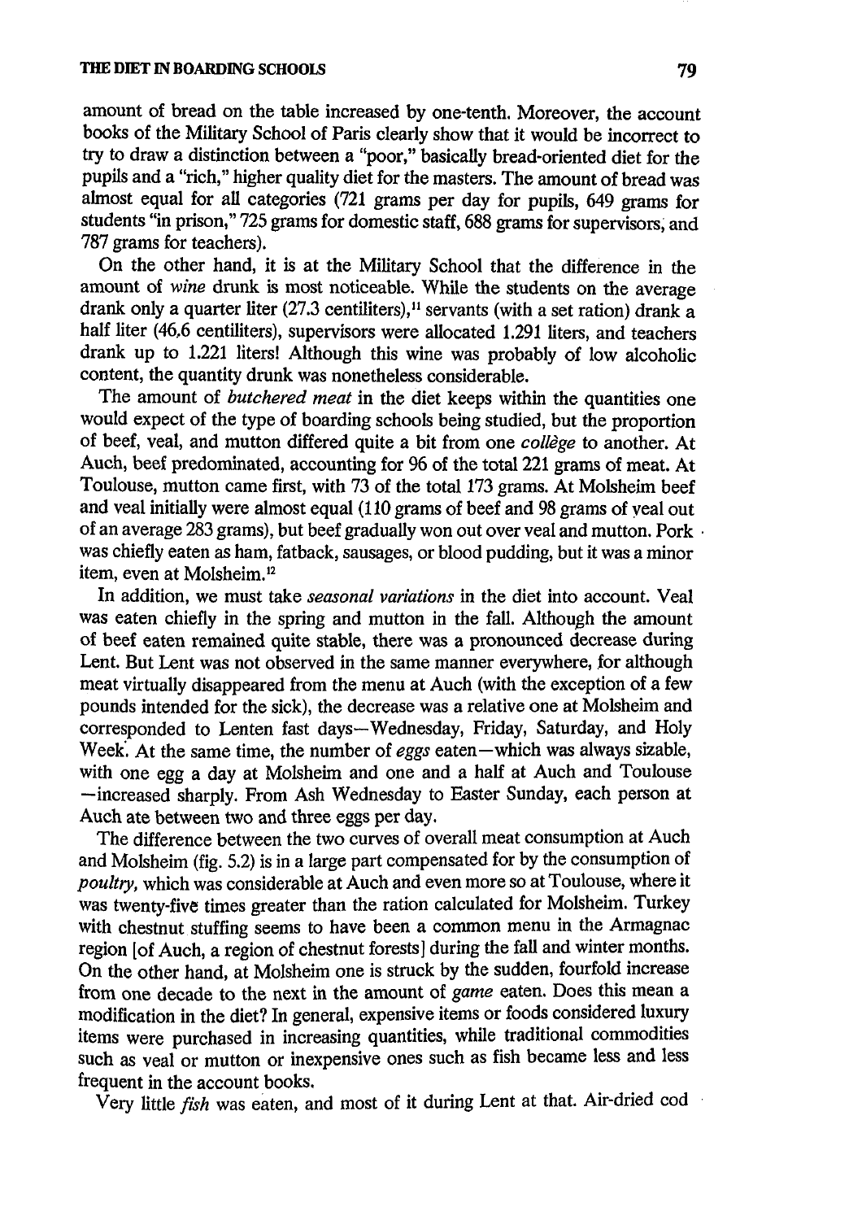amount of bread on the table increased by one-tenth. Moreover, the account books of the Military School of Paris clearly show that it would be incorrect to try to draw a distinction between a "poor," basically bread-oriented diet for the pupils and a "rich," higher quality diet for the masters. The amount of bread was almost equal for all categories (721 grams per day for pupils, 649 grams for students "in prison," 725 grams for domestic staff, 688 grams for supervisors, and 787 grams for teachers).

On the other hand, it is at the Military School that the difference in the amount of *wine* drunk is most noticeable. While the students on the average drank only a quarter liter (27.3 centiliters),[11] servants (with a set ration) drank a half liter (46.6 centiliters), supervisors were allocated 1.291 liters, and teachers drank up to 1.221 liters! Although this wine was probably of low alcoholic content, the quantity drunk was nonetheless considerable.

The amount of *butchered meat* in the diet keeps within the quantities one would expect of the type of boarding schools being studied, but the proportion of beef, veal, and mutton differed quite a bit from one *collège* to another. At Auch, beef predominated, accounting for 96 of the total 221 grams of meat. At Toulouse, mutton came first, with 73 of the total 173 grams. At Molsheim beef and veal initially were almost equal (110 grams of beef and 98 grams of veal out of an average 283 grams), but beef gradually won out over veal and mutton. Pork was chiefly eaten as ham, fatback, sausages, or blood pudding, but it was a minor item, even at Molsheim.[12]

In addition, we must take *seasonal variations* in the diet into account. Veal was eaten chiefly in the spring and mutton in the fall. Although the amount of beef eaten remained quite stable, there was a pronounced decrease during Lent. But Lent was not observed in the same manner everywhere, for although meat virtually disappeared from the menu at Auch (with the exception of a few pounds intended for the sick), the decrease was a relative one at Molsheim and corresponded to Lenten fast days—Wednesday, Friday, Saturday, and Holy Week. At the same time, the number of *eggs* eaten—which was always sizable, with one egg a day at Molsheim and one and a half at Auch and Toulouse—increased sharply. From Ash Wednesday to Easter Sunday, each person at Auch ate between two and three eggs per day.

The difference between the two curves of overall meat consumption at Auch and Molsheim (fig. 5.2) is in a large part compensated for by the consumption of *poultry*, which was considerable at Auch and even more so at Toulouse, where it was twenty-five times greater than the ration calculated for Molsheim. Turkey with chestnut stuffing seems to have been a common menu in the Armagnac region [of Auch, a region of chestnut forests] during the fall and winter months. On the other hand, at Molsheim one is struck by the sudden, fourfold increase from one decade to the next in the amount of *game* eaten. Does this mean a modification in the diet? In general, expensive items or foods considered luxury items were purchased in increasing quantities, while traditional commodities such as veal or mutton or inexpensive ones such as fish became less and less frequent in the account books.

Very little *fish* was eaten, and most of it during Lent at that. Air-dried cod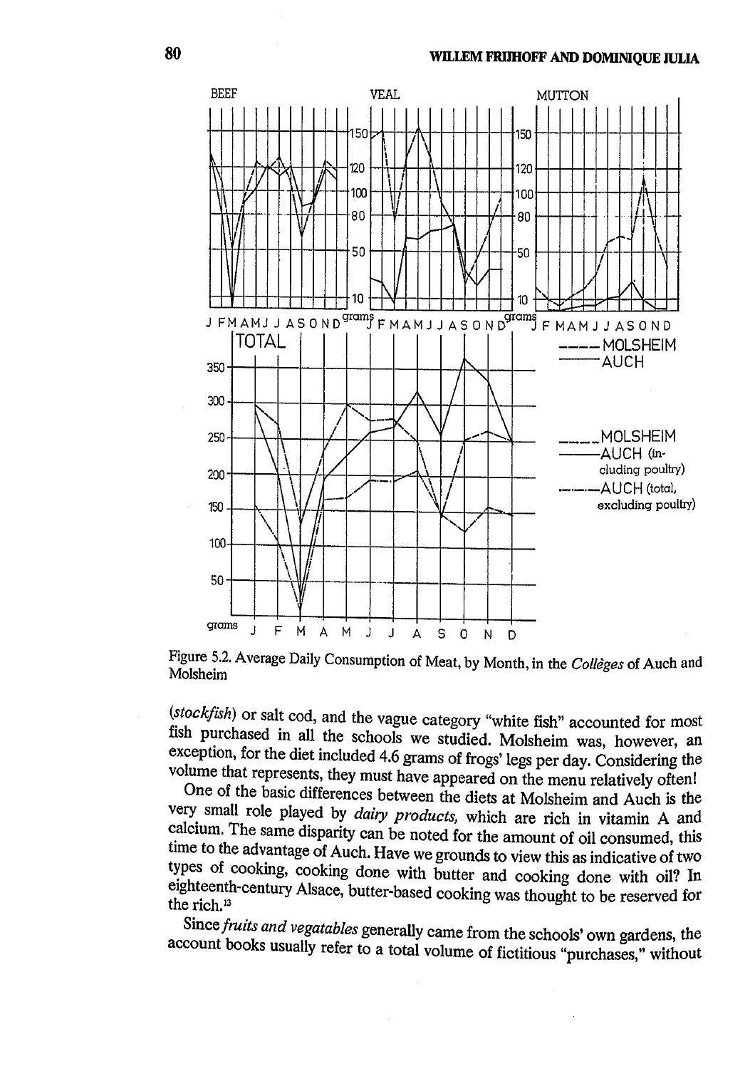Figure 5.2. Average Daily Consumption of Meat, by Month, in the *Collèges* of Auch and Molsheim

(*stockfish*) or salt cod, and the vague category "white fish" accounted for most fish purchased in all the schools we studied. Molsheim was, however, an exception, for the diet included 4.6 grams of frogs' legs per day. Considering the volume that represents, they must have appeared on the menu relatively often!

One of the basic differences between the diets at Molsheim and Auch is the very small role played by *dairy products,* which are rich in vitamin A and calcium. The same disparity can be noted for the amount of oil consumed, this time to the advantage of Auch. Have we grounds to view this as indicative of two types of cooking, cooking done with butter and cooking done with oil? In eighteenth-century Alsace, butter-based cooking was thought to be reserved for the rich.[13]

Since *fruits and vegatables* generally came from the schools' own gardens, the account books usually refer to a total volume of fictitious "purchases," without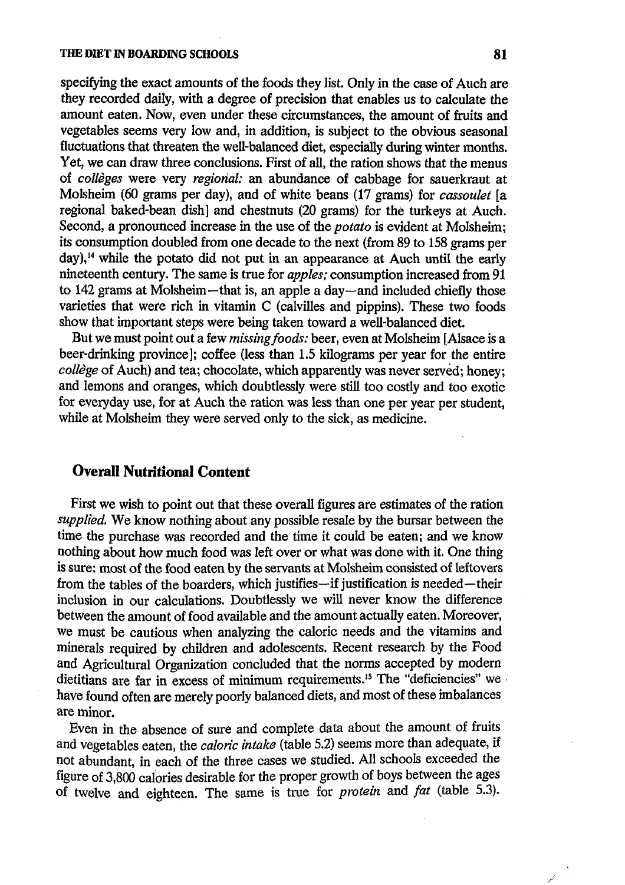specifying the exact amounts of the foods they list. Only in the case of Auch are they recorded daily, with a degree of precision that enables us to calculate the amount eaten. Now, even under these circumstances, the amount of fruits and vegetables seems very low and, in addition, is subject to the obvious seasonal fluctuations that threaten the well-balanced diet, especially during winter months. Yet, we can draw three conclusions. First of all, the ration shows that the menus of *collèges* were very *regional:* an abundance of cabbage for sauerkraut at Molsheim (60 grams per day), and of white beans (17 grams) for *cassoulet* [a regional baked-bean dish] and chestnuts (20 grams) for the turkeys at Auch. Second, a pronounced increase in the use of the *potato* is evident at Molsheim; its consumption doubled from one decade to the next (from 89 to 158 grams per day),[14] while the potato did not put in an appearance at Auch until the early nineteenth century. The same is true for *apples;* consumption increased from 91 to 142 grams at Molsheim—that is, an apple a day—and included chiefly those varieties that were rich in vitamin C (calvilles and pippins). These two foods show that important steps were being taken toward a well-balanced diet.

But we must point out a few *missing foods:* beer, even at Molsheim [Alsace is a beer-drinking province]; coffee (less than 1.5 kilograms per year for the entire *collège* of Auch) and tea; chocolate, which apparently was never served; honey; and lemons and oranges, which doubtlessly were still too costly and too exotic for everyday use, for at Auch the ration was less than one per year per student, while at Molsheim they were served only to the sick, as medicine.

## Overall Nutritional Content

First we wish to point out that these overall figures are estimates of the ration *supplied.* We know nothing about any possible resale by the bursar between the time the purchase was recorded and the time it could be eaten; and we know nothing about how much food was left over or what was done with it. One thing is sure: most of the food eaten by the servants at Molsheim consisted of leftovers from the tables of the boarders, which justifies—if justification is needed—their inclusion in our calculations. Doubtlessly we will never know the difference between the amount of food available and the amount actually eaten. Moreover, we must be cautious when analyzing the caloric needs and the vitamins and minerals required by children and adolescents. Recent research by the Food and Agricultural Organization concluded that the norms accepted by modern dietitians are far in excess of minimum requirements.[15] The "deficiencies" we have found often are merely poorly balanced diets, and most of these imbalances are minor.

Even in the absence of sure and complete data about the amount of fruits and vegetables eaten, the *caloric intake* (table 5.2) seems more than adequate, if not abundant, in each of the three cases we studied. All schools exceeded the figure of 3,800 calories desirable for the proper growth of boys between the ages of twelve and eighteen. The same is true for *protein* and *fat* (table 5.3).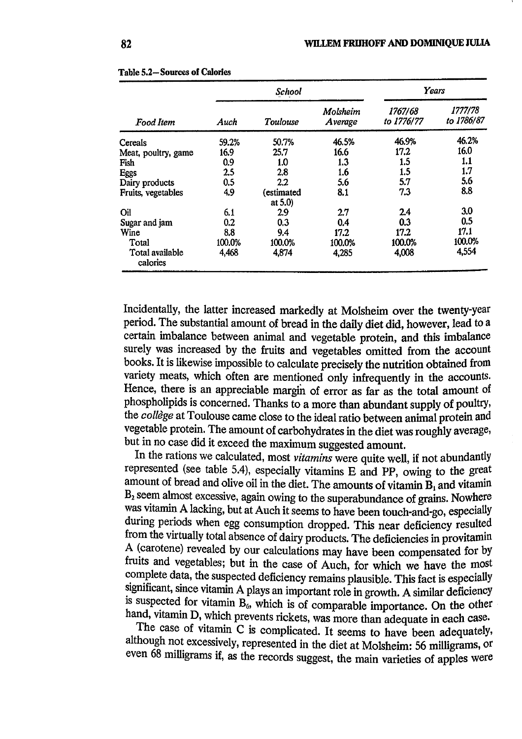Table 5.2—Sources of Calories

| Food Item | School | | | Years | |
|---|---|---|---|---|---|
| | Auch | Toulouse | Molsheim Average | 1767/68 to 1776/77 | 1777/78 to 1786/87 |
| Cereals | 59.2% | 50.7% | 46.5% | 46.9% | 46.2% |
| Meat, poultry, game | 16.9 | 25.7 | 16.6 | 17.2 | 16.0 |
| Fish | 0.9 | 1.0 | 1.3 | 1.5 | 1.1 |
| Eggs | 2.5 | 2.8 | 1.6 | 1.5 | 1.7 |
| Dairy products | 0.5 | 2.2 | 5.6 | 5.7 | 5.6 |
| Fruits, vegetables | 4.9 | (estimated at 5.0) | 8.1 | 7.3 | 8.8 |
| Oil | 6.1 | 2.9 | 2.7 | 2.4 | 3.0 |
| Sugar and jam | 0.2 | 0.3 | 0.4 | 0.3 | 0.5 |
| Wine | 8.8 | 9.4 | 17.2 | 17.2 | 17.1 |
| Total | 100.0% | 100.0% | 100.0% | 100.0% | 100.0% |
| Total available calories | 4,468 | 4,874 | 4,285 | 4,008 | 4,554 |

Incidentally, the latter increased markedly at Molsheim over the twenty-year period. The substantial amount of bread in the daily diet did, however, lead to a certain imbalance between animal and vegetable protein, and this imbalance surely was increased by the fruits and vegetables omitted from the account books. It is likewise impossible to calculate precisely the nutrition obtained from variety meats, which often are mentioned only infrequently in the accounts. Hence, there is an appreciable margin of error as far as the total amount of phospholipids is concerned. Thanks to a more than abundant supply of poultry, the *collège* at Toulouse came close to the ideal ratio between animal protein and vegetable protein. The amount of carbohydrates in the diet was roughly average, but in no case did it exceed the maximum suggested amount.

In the rations we calculated, most *vitamins* were quite well, if not abundantly represented (see table 5.4), especially vitamins E and PP, owing to the great amount of bread and olive oil in the diet. The amounts of vitamin $B_1$ and vitamin $B_2$ seem almost excessive, again owing to the superabundance of grains. Nowhere was vitamin A lacking, but at Auch it seems to have been touch-and-go, especially during periods when egg consumption dropped. This near deficiency resulted from the virtually total absence of dairy products. The deficiencies in provitamin A (carotene) revealed by our calculations may have been compensated for by fruits and vegetables; but in the case of Auch, for which we have the most complete data, the suspected deficiency remains plausible. This fact is especially significant, since vitamin A plays an important role in growth. A similar deficiency is suspected for vitamin $B_6$, which is of comparable importance. On the other hand, vitamin D, which prevents rickets, was more than adequate in each case.

The case of vitamin C is complicated. It seems to have been adequately, although not excessively, represented in the diet at Molsheim: 56 milligrams, or even 68 milligrams if, as the records suggest, the main varieties of apples were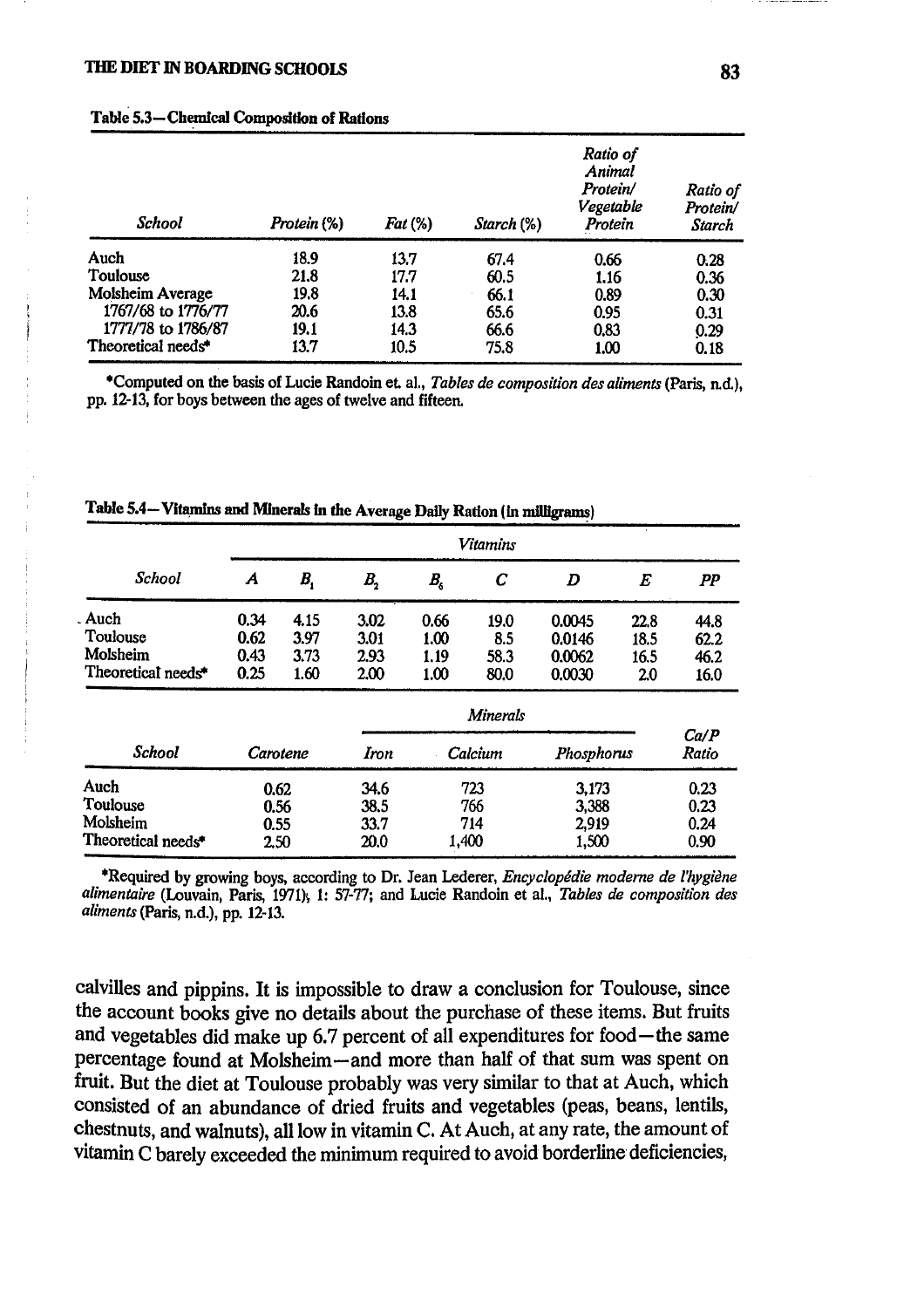**Table 5.3—Chemical Composition of Rations**

| School | Protein (%) | Fat (%) | Starch (%) | Ratio of Animal Protein/ Vegetable Protein | Ratio of Protein/ Starch |
|---|---|---|---|---|---|
| Auch | 18.9 | 13.7 | 67.4 | 0.66 | 0.28 |
| Toulouse | 21.8 | 17.7 | 60.5 | 1.16 | 0.36 |
| Molsheim Average | 19.8 | 14.1 | 66.1 | 0.89 | 0.30 |
| 1767/68 to 1776/77 | 20.6 | 13.8 | 65.6 | 0.95 | 0.31 |
| 1777/78 to 1786/87 | 19.1 | 14.3 | 66.6 | 0.83 | 0.29 |
| Theoretical needs* | 13.7 | 10.5 | 75.8 | 1.00 | 0.18 |

*Computed on the basis of Lucie Randoin et. al., *Tables de composition des aliments* (Paris, n.d.), pp. 12-13, for boys between the ages of twelve and fifteen.

**Table 5.4—Vitamins and Minerals in the Average Daily Ration (in milligrams)**

| | Vitamins | | | | | | | |
|---|---|---|---|---|---|---|---|---|
| School | A | $B_1$ | $B_2$ | $B_6$ | C | D | E | PP |
| Auch | 0.34 | 4.15 | 3.02 | 0.66 | 19.0 | 0.0045 | 22.8 | 44.8 |
| Toulouse | 0.62 | 3.97 | 3.01 | 1.00 | 8.5 | 0.0146 | 18.5 | 62.2 |
| Molsheim | 0.43 | 3.73 | 2.93 | 1.19 | 58.3 | 0.0062 | 16.5 | 46.2 |
| Theoretical needs* | 0.25 | 1.60 | 2.00 | 1.00 | 80.0 | 0.0030 | 2.0 | 16.0 |

| | | Minerals | | | |
|---|---|---|---|---|---|
| School | Carotene | Iron | Calcium | Phosphorus | Ca/P Ratio |
| Auch | 0.62 | 34.6 | 723 | 3,173 | 0.23 |
| Toulouse | 0.56 | 38.5 | 766 | 3,388 | 0.23 |
| Molsheim | 0.55 | 33.7 | 714 | 2,919 | 0.24 |
| Theoretical needs* | 2.50 | 20.0 | 1,400 | 1,500 | 0.90 |

*Required by growing boys, according to Dr. Jean Lederer, *Encyclopédie moderne de l'hygiène alimentaire* (Louvain, Paris, 1971), 1: 57-77; and Lucie Randoin et al., *Tables de composition des aliments* (Paris, n.d.), pp. 12-13.

calvilles and pippins. It is impossible to draw a conclusion for Toulouse, since the account books give no details about the purchase of these items. But fruits and vegetables did make up 6.7 percent of all expenditures for food—the same percentage found at Molsheim—and more than half of that sum was spent on fruit. But the diet at Toulouse probably was very similar to that at Auch, which consisted of an abundance of dried fruits and vegetables (peas, beans, lentils, chestnuts, and walnuts), all low in vitamin C. At Auch, at any rate, the amount of vitamin C barely exceeded the minimum required to avoid borderline deficiencies,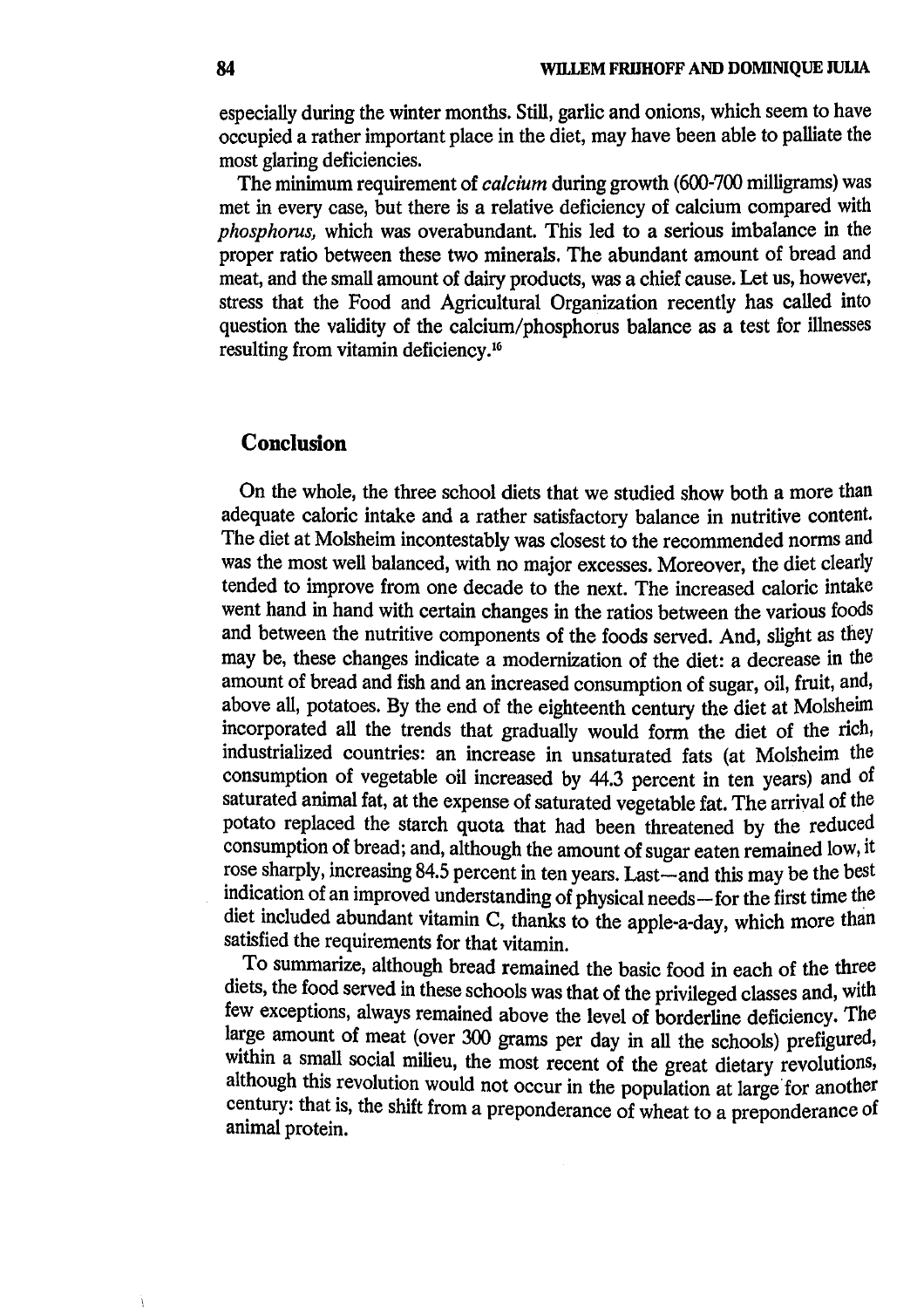especially during the winter months. Still, garlic and onions, which seem to have occupied a rather important place in the diet, may have been able to palliate the most glaring deficiencies.

The minimum requirement of *calcium* during growth (600-700 milligrams) was met in every case, but there is a relative deficiency of calcium compared with *phosphorus,* which was overabundant. This led to a serious imbalance in the proper ratio between these two minerals. The abundant amount of bread and meat, and the small amount of dairy products, was a chief cause. Let us, however, stress that the Food and Agricultural Organization recently has called into question the validity of the calcium/phosphorus balance as a test for illnesses resulting from vitamin deficiency.[16]

## Conclusion

On the whole, the three school diets that we studied show both a more than adequate caloric intake and a rather satisfactory balance in nutritive content. The diet at Molsheim incontestably was closest to the recommended norms and was the most well balanced, with no major excesses. Moreover, the diet clearly tended to improve from one decade to the next. The increased caloric intake went hand in hand with certain changes in the ratios between the various foods and between the nutritive components of the foods served. And, slight as they may be, these changes indicate a modernization of the diet: a decrease in the amount of bread and fish and an increased consumption of sugar, oil, fruit, and, above all, potatoes. By the end of the eighteenth century the diet at Molsheim incorporated all the trends that gradually would form the diet of the rich, industrialized countries: an increase in unsaturated fats (at Molsheim the consumption of vegetable oil increased by 44.3 percent in ten years) and of saturated animal fat, at the expense of saturated vegetable fat. The arrival of the potato replaced the starch quota that had been threatened by the reduced consumption of bread; and, although the amount of sugar eaten remained low, it rose sharply, increasing 84.5 percent in ten years. Last—and this may be the best indication of an improved understanding of physical needs—for the first time the diet included abundant vitamin C, thanks to the apple-a-day, which more than satisfied the requirements for that vitamin.

To summarize, although bread remained the basic food in each of the three diets, the food served in these schools was that of the privileged classes and, with few exceptions, always remained above the level of borderline deficiency. The large amount of meat (over 300 grams per day in all the schools) prefigured, within a small social milieu, the most recent of the great dietary revolutions, although this revolution would not occur in the population at large for another century: that is, the shift from a preponderance of wheat to a preponderance of animal protein.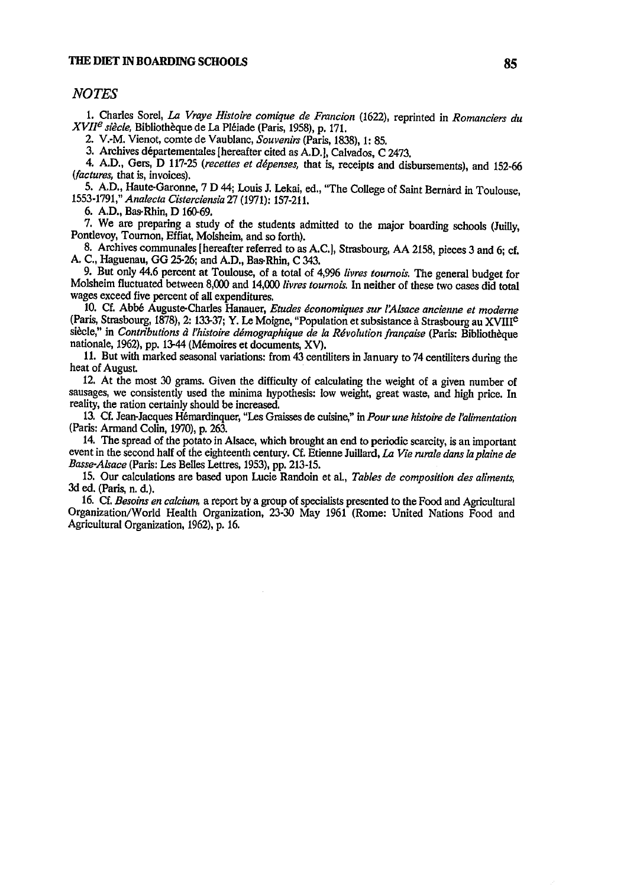## NOTES

1. Charles Sorel, *La Vraye Histoire comique de Francion* (1622), reprinted in *Romanciers du XVII^e siècle*, Bibliothèque de La Pléiade (Paris, 1958), p. 171.

2. V.-M. Vienot, comte de Vaublanc, *Souvenirs* (Paris, 1838), 1: 85.

3. Archives départementales [hereafter cited as A.D.], Calvados, C 2473.

4. A.D., Gers, D 117-25 (*recettes et dépenses*, that is, receipts and disbursements), and 152-66 (*factures*, that is, invoices).

5. A.D., Haute-Garonne, 7 D 44; Louis J. Lekai, ed., "The College of Saint Bernard in Toulouse, 1553-1791," *Analecta Cisterciensia* 27 (1971): 157-211.

6. A.D., Bas-Rhin, D 160-69.

7. We are preparing a study of the students admitted to the major boarding schools (Juilly, Pontlevoy, Tournon, Effiat, Molsheim, and so forth).

8. Archives communales [hereafter referred to as A.C.], Strasbourg, AA 2158, pieces 3 and 6; cf. A. C., Haguenau, GG 25-26; and A.D., Bas-Rhin, C 343.

9. But only 44.6 percent at Toulouse, of a total of 4,996 *livres tournois*. The general budget for Molsheim fluctuated between 8,000 and 14,000 *livres tournois*. In neither of these two cases did total wages exceed five percent of all expenditures.

10. Cf. Abbé Auguste-Charles Hanauer, *Etudes économiques sur l'Alsace ancienne et moderne* (Paris, Strasbourg, 1878), 2: 133-37; Y. Le Moigne, "Population et subsistance à Strasbourg au XVIII^e siècle," in *Contributions à l'histoire démographique de la Révolution française* (Paris: Bibliothèque nationale, 1962), pp. 13-44 (Mémoires et documents, XV).

11. But with marked seasonal variations: from 43 centiliters in January to 74 centiliters during the heat of August.

12. At the most 30 grams. Given the difficulty of calculating the weight of a given number of sausages, we consistently used the minima hypothesis: low weight, great waste, and high price. In reality, the ration certainly should be increased.

13. Cf. Jean-Jacques Hémardinquer, "Les Graisses de cuisine," in *Pour une histoire de l'alimentation* (Paris: Armand Colin, 1970), p. 263.

14. The spread of the potato in Alsace, which brought an end to periodic scarcity, is an important event in the second half of the eighteenth century. Cf. Etienne Juillard, *La Vie rurale dans la plaine de Basse-Alsace* (Paris: Les Belles Lettres, 1953), pp. 213-15.

15. Our calculations are based upon Lucie Randoin et al., *Tables de composition des aliments*, 3d ed. (Paris, n. d.).

16. Cf. *Besoins en calcium*, a report by a group of specialists presented to the Food and Agricultural Organization/World Health Organization, 23-30 May 1961 (Rome: United Nations Food and Agricultural Organization, 1962), p. 16.